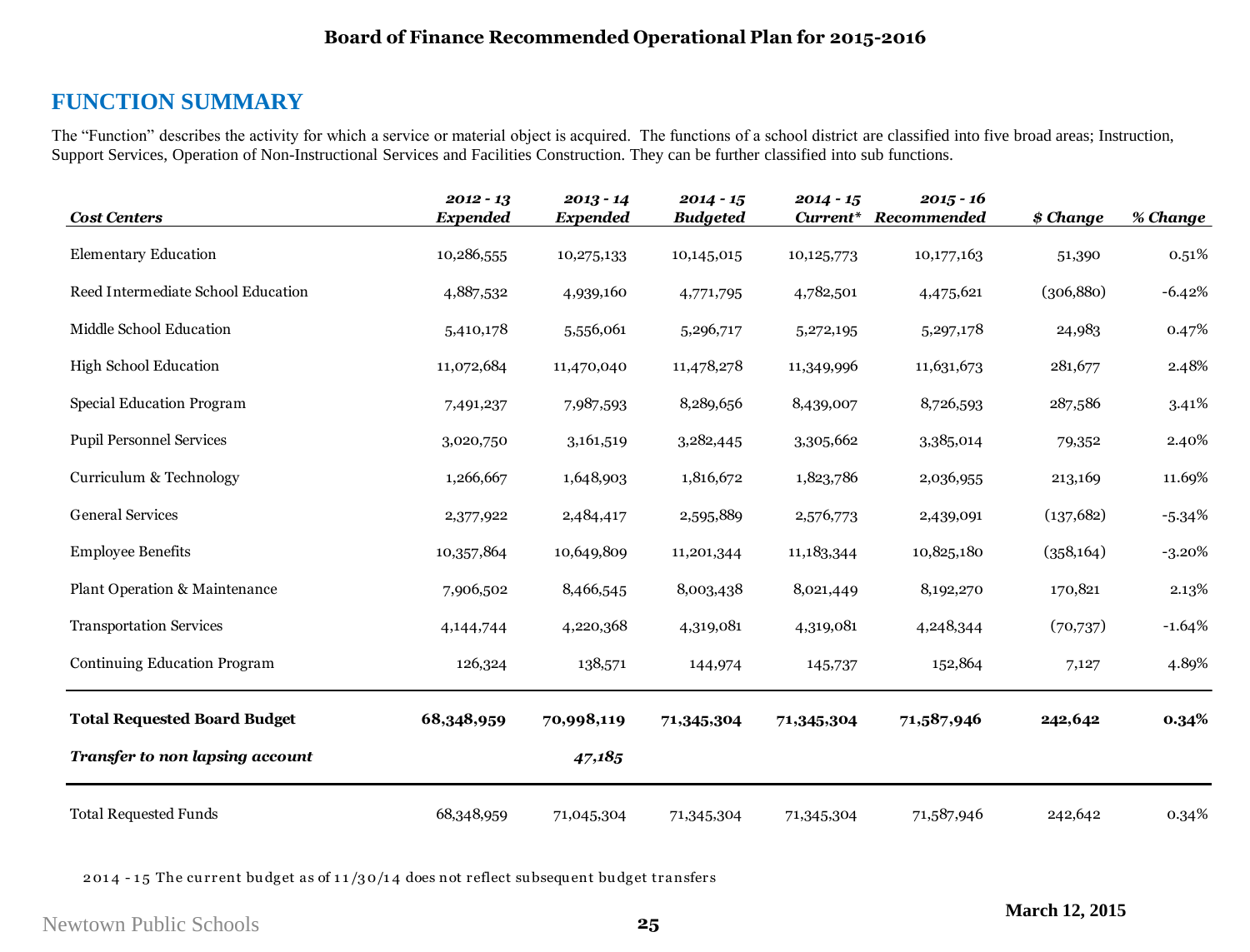**Board of Finance Recommended Operational Plan for 2015-2016**

## FUNCTION SUMMARY

The “Function” describes the activity for which a service or material object is acquired. The functions of a school district are classified into five broad areas; Instruction, Support Services, Operation of Non-Instructional Services and Facilities Construction. They can be further classified into sub functions.

| *Cost Centers* | *2012 - 13 Expended* | *2013 - 14 Expended* | *2014 - 15 Budgeted* | *2014 - 15 Current\** | *2015 - 16 Recommended* | *$ Change* | *% Change* |
|---|---|---|---|---|---|---|---|
| Elementary Education | 10,286,555 | 10,275,133 | 10,145,015 | 10,125,773 | 10,177,163 | 51,390 | 0.51% |
| Reed Intermediate School Education | 4,887,532 | 4,939,160 | 4,771,795 | 4,782,501 | 4,475,621 | (306,880) | -6.42% |
| Middle School Education | 5,410,178 | 5,556,061 | 5,296,717 | 5,272,195 | 5,297,178 | 24,983 | 0.47% |
| High School Education | 11,072,684 | 11,470,040 | 11,478,278 | 11,349,996 | 11,631,673 | 281,677 | 2.48% |
| Special Education Program | 7,491,237 | 7,987,593 | 8,289,656 | 8,439,007 | 8,726,593 | 287,586 | 3.41% |
| Pupil Personnel Services | 3,020,750 | 3,161,519 | 3,282,445 | 3,305,662 | 3,385,014 | 79,352 | 2.40% |
| Curriculum & Technology | 1,266,667 | 1,648,903 | 1,816,672 | 1,823,786 | 2,036,955 | 213,169 | 11.69% |
| General Services | 2,377,922 | 2,484,417 | 2,595,889 | 2,576,773 | 2,439,091 | (137,682) | -5.34% |
| Employee Benefits | 10,357,864 | 10,649,809 | 11,201,344 | 11,183,344 | 10,825,180 | (358,164) | -3.20% |
| Plant Operation & Maintenance | 7,906,502 | 8,466,545 | 8,003,438 | 8,021,449 | 8,192,270 | 170,821 | 2.13% |
| Transportation Services | 4,144,744 | 4,220,368 | 4,319,081 | 4,319,081 | 4,248,344 | (70,737) | -1.64% |
| Continuing Education Program | 126,324 | 138,571 | 144,974 | 145,737 | 152,864 | 7,127 | 4.89% |
| **Total Requested Board Budget** | **68,348,959** | **70,998,119** | **71,345,304** | **71,345,304** | **71,587,946** | **242,642** | **0.34%** |
| ***Transfer to non lapsing account*** | | ***47,185*** | | | | | |
| Total Requested Funds | 68,348,959 | 71,045,304 | 71,345,304 | 71,345,304 | 71,587,946 | 242,642 | 0.34% |

2014 - 15 The current budget as of 11/30/14 does not reflect subsequent budget transfers

March 12, 2015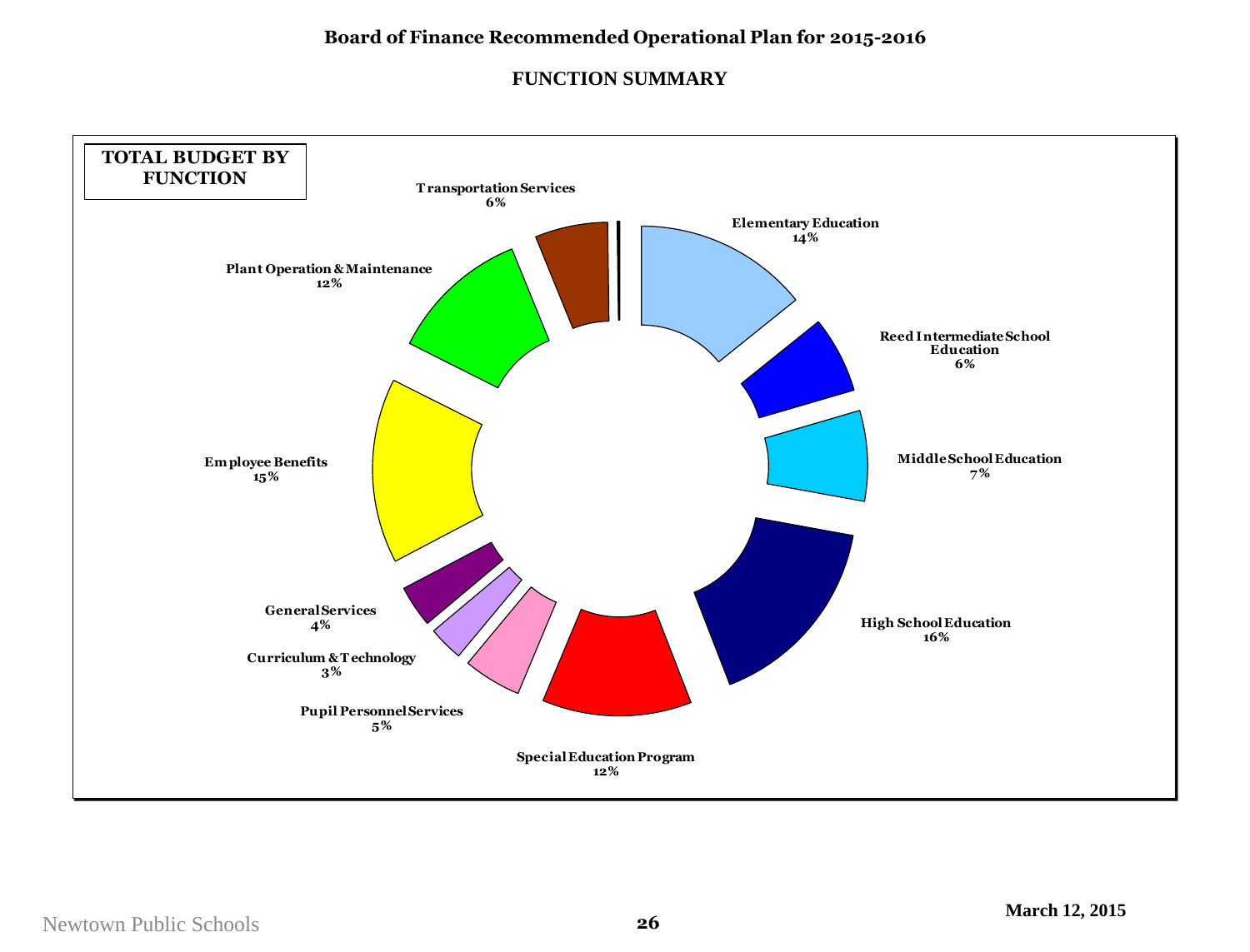## Board of Finance Recommended Operational Plan for 2015-2016

### FUNCTION SUMMARY

**TOTAL BUDGET BY FUNCTION**

| Function | Percent |
|---|---|
| Elementary Education | 14% |
| Reed Intermediate School Education | 6% |
| Middle School Education | 7% |
| High School Education | 16% |
| Special Education Program | 12% |
| Pupil Personnel Services | 5% |
| Curriculum & Technology | 3% |
| General Services | 4% |
| Employee Benefits | 15% |
| Plant Operation & Maintenance | 12% |
| Transportation Services | 6% |

March 12, 2015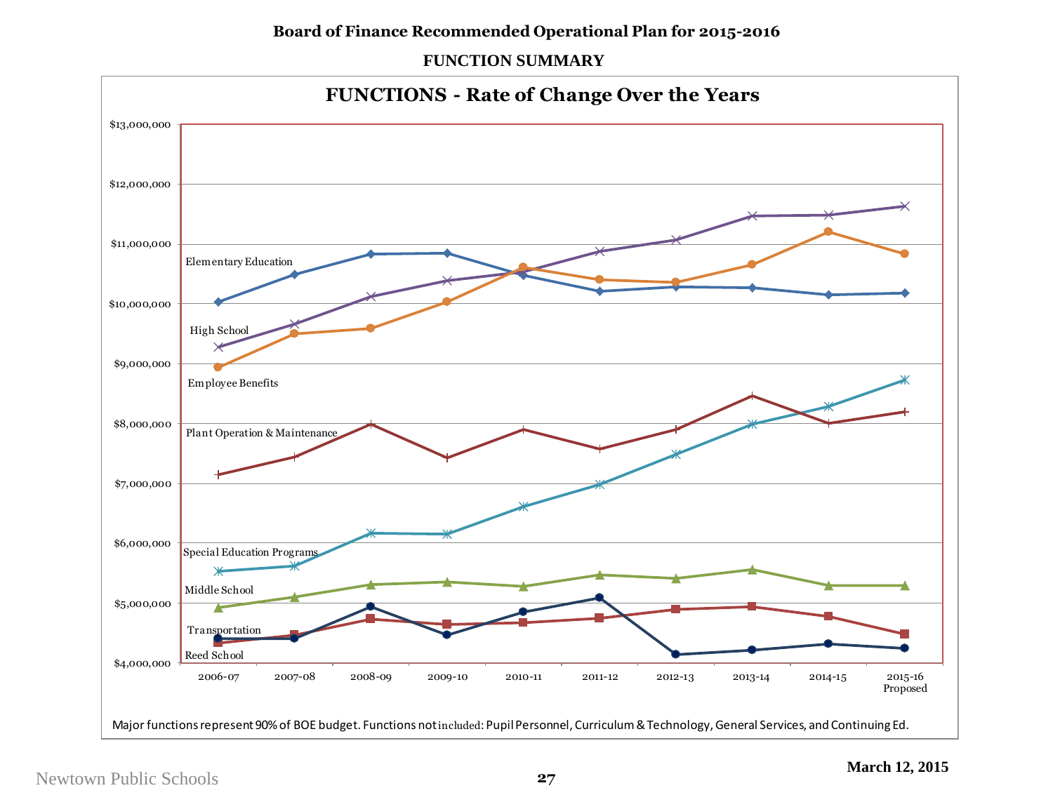**Board of Finance Recommended Operational Plan for 2015-2016**

**FUNCTION SUMMARY**

## FUNCTIONS - Rate of Change Over the Years

Series: Elementary Education, High School, Employee Benefits, Plant Operation & Maintenance, Special Education Programs, Middle School, Transportation, Reed School

Y-axis: $4,000,000 – $13,000,000

X-axis: 2006-07, 2007-08, 2008-09, 2009-10, 2010-11, 2011-12, 2012-13, 2013-14, 2014-15, 2015-16 Proposed

Major functions represent 90% of BOE budget. Functions not included: Pupil Personnel, Curriculum & Technology, General Services, and Continuing Ed.

March 12, 2015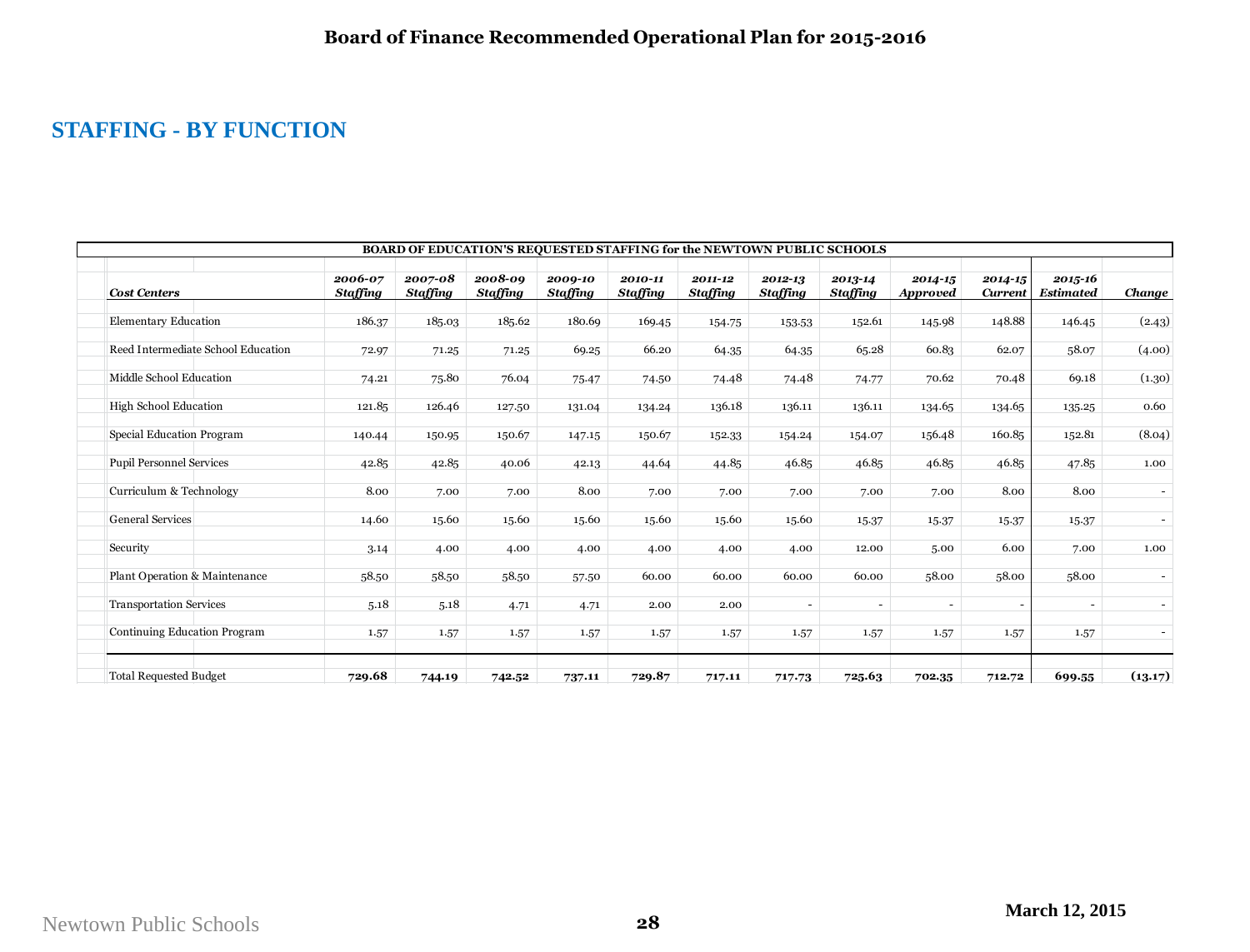# Board of Finance Recommended Operational Plan for 2015-2016

## STAFFING - BY FUNCTION

**BOARD OF EDUCATION'S REQUESTED STAFFING for the NEWTOWN PUBLIC SCHOOLS**

| *Cost Centers* | *2006-07 Staffing* | *2007-08 Staffing* | *2008-09 Staffing* | *2009-10 Staffing* | *2010-11 Staffing* | *2011-12 Staffing* | *2012-13 Staffing* | *2013-14 Staffing* | *2014-15 Approved* | *2014-15 Current* | *2015-16 Estimated* | *Change* |
|---|---|---|---|---|---|---|---|---|---|---|---|---|
| Elementary Education | 186.37 | 185.03 | 185.62 | 180.69 | 169.45 | 154.75 | 153.53 | 152.61 | 145.98 | 148.88 | 146.45 | (2.43) |
| Reed Intermediate School Education | 72.97 | 71.25 | 71.25 | 69.25 | 66.20 | 64.35 | 64.35 | 65.28 | 60.83 | 62.07 | 58.07 | (4.00) |
| Middle School Education | 74.21 | 75.80 | 76.04 | 75.47 | 74.50 | 74.48 | 74.48 | 74.77 | 70.62 | 70.48 | 69.18 | (1.30) |
| High School Education | 121.85 | 126.46 | 127.50 | 131.04 | 134.24 | 136.18 | 136.11 | 136.11 | 134.65 | 134.65 | 135.25 | 0.60 |
| Special Education Program | 140.44 | 150.95 | 150.67 | 147.15 | 150.67 | 152.33 | 154.24 | 154.07 | 156.48 | 160.85 | 152.81 | (8.04) |
| Pupil Personnel Services | 42.85 | 42.85 | 40.06 | 42.13 | 44.64 | 44.85 | 46.85 | 46.85 | 46.85 | 46.85 | 47.85 | 1.00 |
| Curriculum & Technology | 8.00 | 7.00 | 7.00 | 8.00 | 7.00 | 7.00 | 7.00 | 7.00 | 7.00 | 8.00 | 8.00 | - |
| General Services | 14.60 | 15.60 | 15.60 | 15.60 | 15.60 | 15.60 | 15.60 | 15.37 | 15.37 | 15.37 | 15.37 | - |
| Security | 3.14 | 4.00 | 4.00 | 4.00 | 4.00 | 4.00 | 4.00 | 12.00 | 5.00 | 6.00 | 7.00 | 1.00 |
| Plant Operation & Maintenance | 58.50 | 58.50 | 58.50 | 57.50 | 60.00 | 60.00 | 60.00 | 60.00 | 58.00 | 58.00 | 58.00 | - |
| Transportation Services | 5.18 | 5.18 | 4.71 | 4.71 | 2.00 | 2.00 | - | - | - | - | - | - |
| Continuing Education Program | 1.57 | 1.57 | 1.57 | 1.57 | 1.57 | 1.57 | 1.57 | 1.57 | 1.57 | 1.57 | 1.57 | - |
| Total Requested Budget | **729.68** | **744.19** | **742.52** | **737.11** | **729.87** | **717.11** | **717.73** | **725.63** | **702.35** | **712.72** | **699.55** | **(13.17)** |

March 12, 2015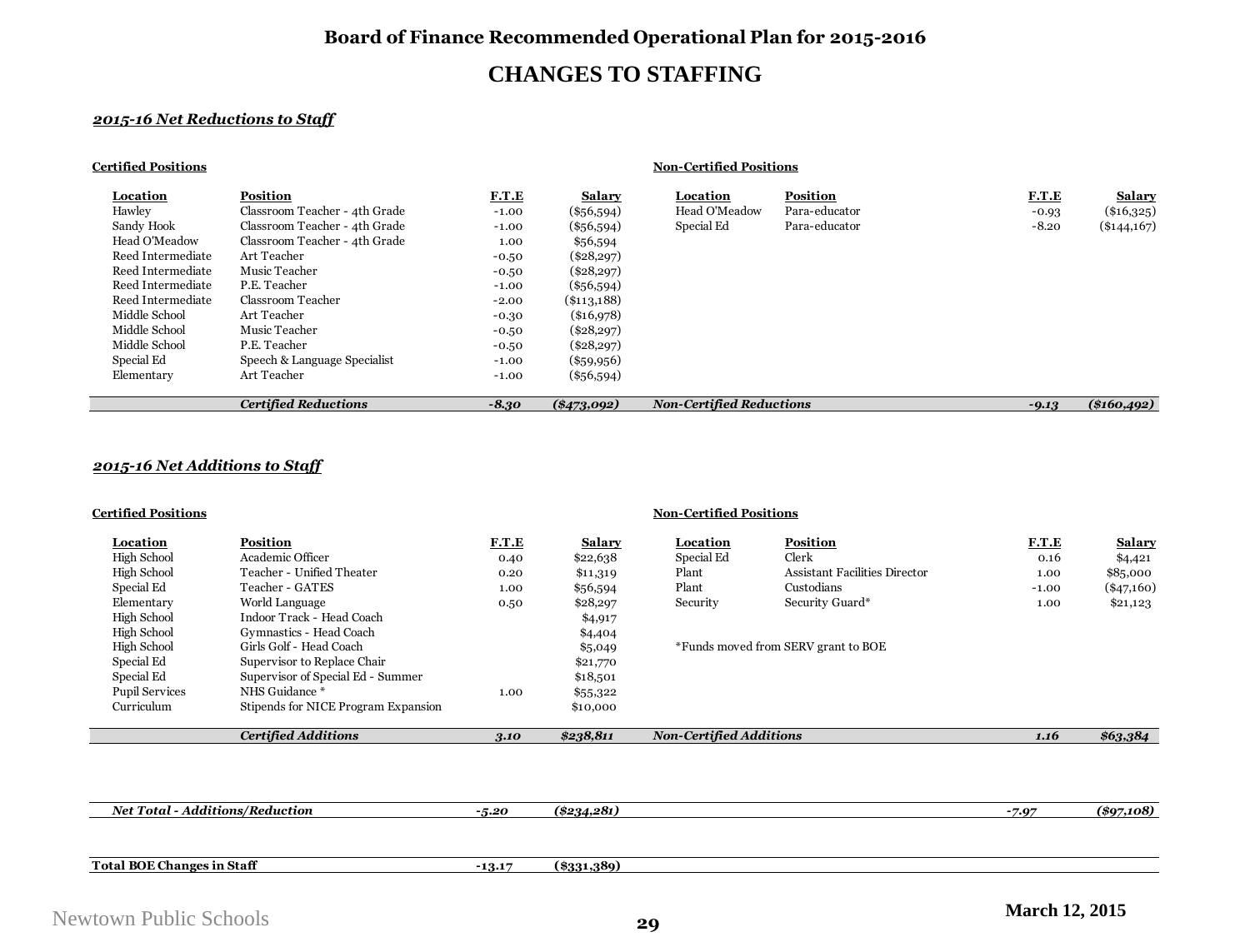# Board of Finance Recommended Operational Plan for 2015-2016

## CHANGES TO STAFFING

### *2015-16 Net Reductions to Staff*

**Certified Positions**

| Location | Position | F.T.E | Salary |
|---|---|---|---|
| Hawley | Classroom Teacher - 4th Grade | -1.00 | ($56,594) |
| Sandy Hook | Classroom Teacher - 4th Grade | -1.00 | ($56,594) |
| Head O'Meadow | Classroom Teacher - 4th Grade | 1.00 | $56,594 |
| Reed Intermediate | Art Teacher | -0.50 | ($28,297) |
| Reed Intermediate | Music Teacher | -0.50 | ($28,297) |
| Reed Intermediate | P.E. Teacher | -1.00 | ($56,594) |
| Reed Intermediate | Classroom Teacher | -2.00 | ($113,188) |
| Middle School | Art Teacher | -0.30 | ($16,978) |
| Middle School | Music Teacher | -0.50 | ($28,297) |
| Middle School | P.E. Teacher | -0.50 | ($28,297) |
| Special Ed | Speech & Language Specialist | -1.00 | ($59,956) |
| Elementary | Art Teacher | -1.00 | ($56,594) |
| | ***Certified Reductions*** | ***-8.30*** | ***($473,092)*** |

**Non-Certified Positions**

| Location | Position | F.T.E | Salary |
|---|---|---|---|
| Head O'Meadow | Para-educator | -0.93 | ($16,325) |
| Special Ed | Para-educator | -8.20 | ($144,167) |
| ***Non-Certified Reductions*** | | ***-9.13*** | ***($160,492)*** |

### *2015-16 Net Additions to Staff*

**Certified Positions**

| Location | Position | F.T.E | Salary |
|---|---|---|---|
| High School | Academic Officer | 0.40 | $22,638 |
| High School | Teacher - Unified Theater | 0.20 | $11,319 |
| Special Ed | Teacher - GATES | 1.00 | $56,594 |
| Elementary | World Language | 0.50 | $28,297 |
| High School | Indoor Track - Head Coach | | $4,917 |
| High School | Gymnastics - Head Coach | | $4,404 |
| High School | Girls Golf - Head Coach | | $5,049 |
| Special Ed | Supervisor to Replace Chair | | $21,770 |
| Special Ed | Supervisor of Special Ed - Summer | | $18,501 |
| Pupil Services | NHS Guidance * | 1.00 | $55,322 |
| Curriculum | Stipends for NICE Program Expansion | | $10,000 |
| | ***Certified Additions*** | ***3.10*** | ***$238,811*** |

**Non-Certified Positions**

| Location | Position | F.T.E | Salary |
|---|---|---|---|
| Special Ed | Clerk | 0.16 | $4,421 |
| Plant | Assistant Facilities Director | 1.00 | $85,000 |
| Plant | Custodians | -1.00 | ($47,160) |
| Security | Security Guard* | 1.00 | $21,123 |
| ***Non-Certified Additions*** | | ***1.16*** | ***$63,384*** |

*Funds moved from SERV grant to BOE

| | Certified F.T.E | Certified Salary | Non-Certified F.T.E | Non-Certified Salary |
|---|---|---|---|---|
| ***Net Total - Additions/Reduction*** | ***-5.20*** | ***($234,281)*** | ***-7.97*** | ***($97,108)*** |

| | F.T.E | Salary |
|---|---|---|
| **Total BOE Changes in Staff** | **-13.17** | **($331,389)** |

March 12, 2015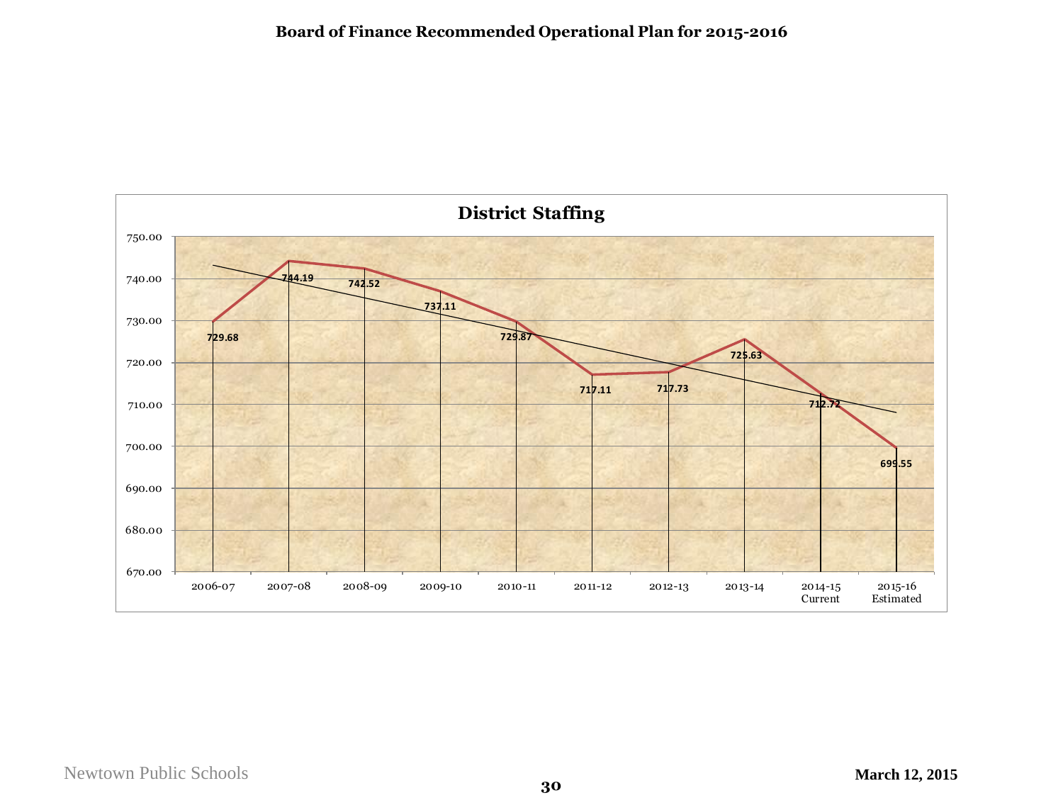**Board of Finance Recommended Operational Plan for 2015-2016**

## District Staffing

| Year | Staffing |
|---|---|
| 2006-07 | 729.68 |
| 2007-08 | 744.19 |
| 2008-09 | 742.52 |
| 2009-10 | 737.11 |
| 2010-11 | 729.87 |
| 2011-12 | 717.11 |
| 2012-13 | 717.73 |
| 2013-14 | 725.63 |
| 2014-15 Current | 712.72 |
| 2015-16 Estimated | 699.55 |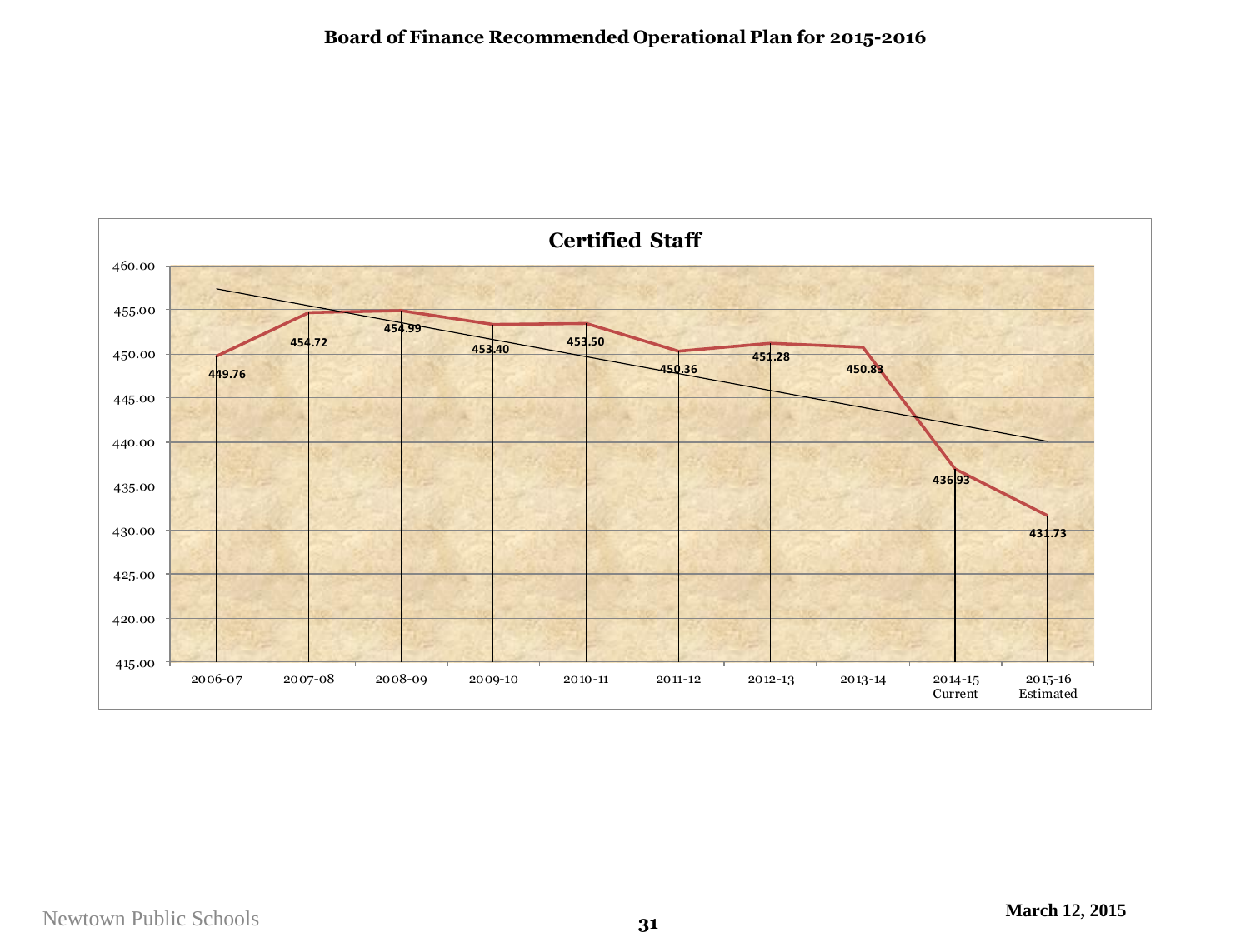**Board of Finance Recommended Operational Plan for 2015-2016**

**Certified Staff**

| Year | Certified Staff |
|---|---|
| 2006-07 | 449.76 |
| 2007-08 | 454.72 |
| 2008-09 | 454.99 |
| 2009-10 | 453.40 |
| 2010-11 | 453.50 |
| 2011-12 | 450.36 |
| 2012-13 | 451.28 |
| 2013-14 | 450.83 |
| 2014-15 Current | 436.93 |
| 2015-16 Estimated | 431.73 |

Newtown Public Schools

March 12, 2015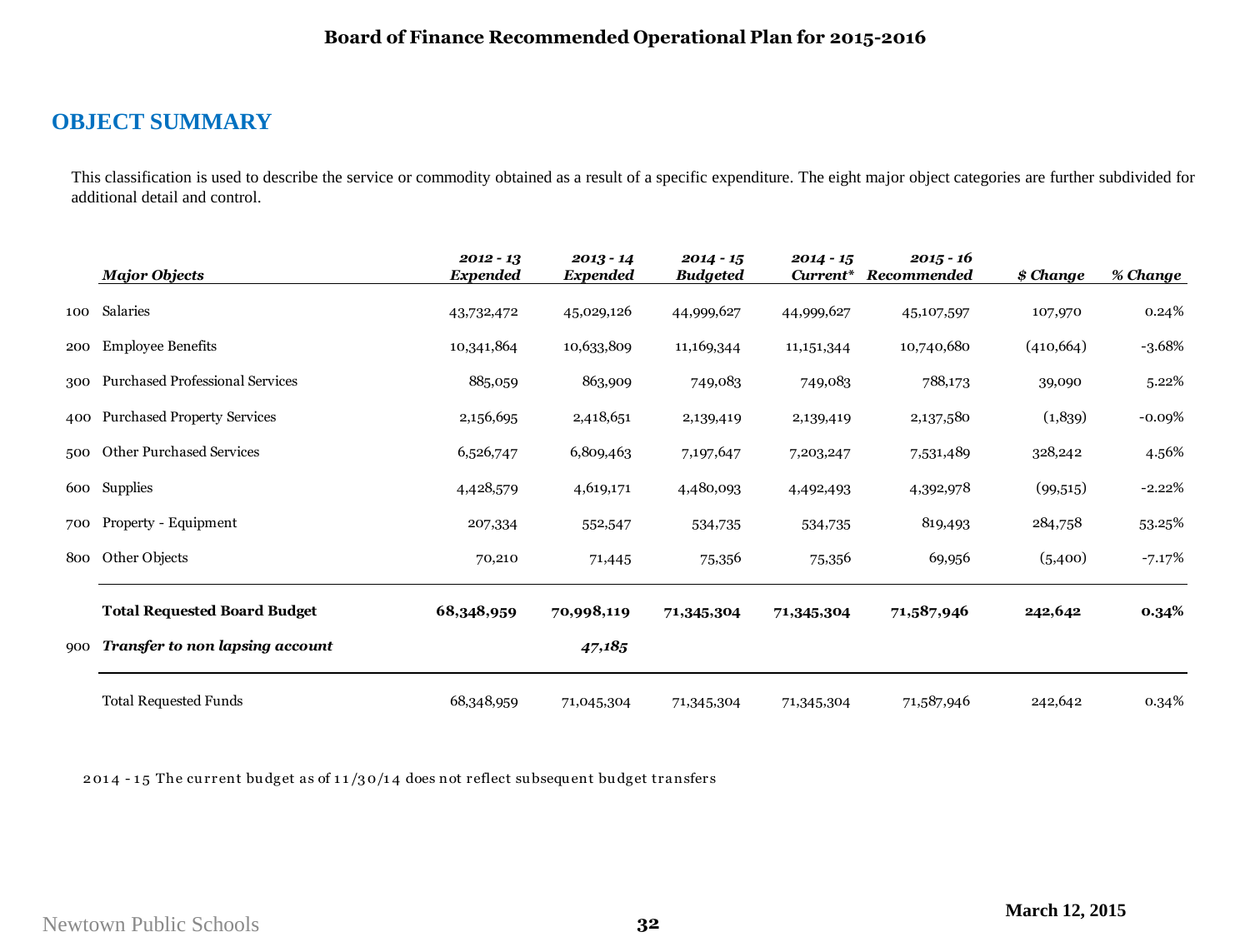**Board of Finance Recommended Operational Plan for 2015-2016**

## OBJECT SUMMARY

This classification is used to describe the service or commodity obtained as a result of a specific expenditure. The eight major object categories are further subdivided for additional detail and control.

| | *Major Objects* | *2012 - 13 Expended* | *2013 - 14 Expended* | *2014 - 15 Budgeted* | *2014 - 15 Current** | *2015 - 16 Recommended* | *$ Change* | *% Change* |
|---|---|---|---|---|---|---|---|---|
| 100 | Salaries | 43,732,472 | 45,029,126 | 44,999,627 | 44,999,627 | 45,107,597 | 107,970 | 0.24% |
| 200 | Employee Benefits | 10,341,864 | 10,633,809 | 11,169,344 | 11,151,344 | 10,740,680 | (410,664) | -3.68% |
| 300 | Purchased Professional Services | 885,059 | 863,909 | 749,083 | 749,083 | 788,173 | 39,090 | 5.22% |
| 400 | Purchased Property Services | 2,156,695 | 2,418,651 | 2,139,419 | 2,139,419 | 2,137,580 | (1,839) | -0.09% |
| 500 | Other Purchased Services | 6,526,747 | 6,809,463 | 7,197,647 | 7,203,247 | 7,531,489 | 328,242 | 4.56% |
| 600 | Supplies | 4,428,579 | 4,619,171 | 4,480,093 | 4,492,493 | 4,392,978 | (99,515) | -2.22% |
| 700 | Property - Equipment | 207,334 | 552,547 | 534,735 | 534,735 | 819,493 | 284,758 | 53.25% |
| 800 | Other Objects | 70,210 | 71,445 | 75,356 | 75,356 | 69,956 | (5,400) | -7.17% |
| | **Total Requested Board Budget** | **68,348,959** | **70,998,119** | **71,345,304** | **71,345,304** | **71,587,946** | **242,642** | **0.34%** |
| 900 | ***Transfer to non lapsing account*** | | ***47,185*** | | | | | |
| | Total Requested Funds | 68,348,959 | 71,045,304 | 71,345,304 | 71,345,304 | 71,587,946 | 242,642 | 0.34% |

2014 - 15 The current budget as of 11/30/14 does not reflect subsequent budget transfers

March 12, 2015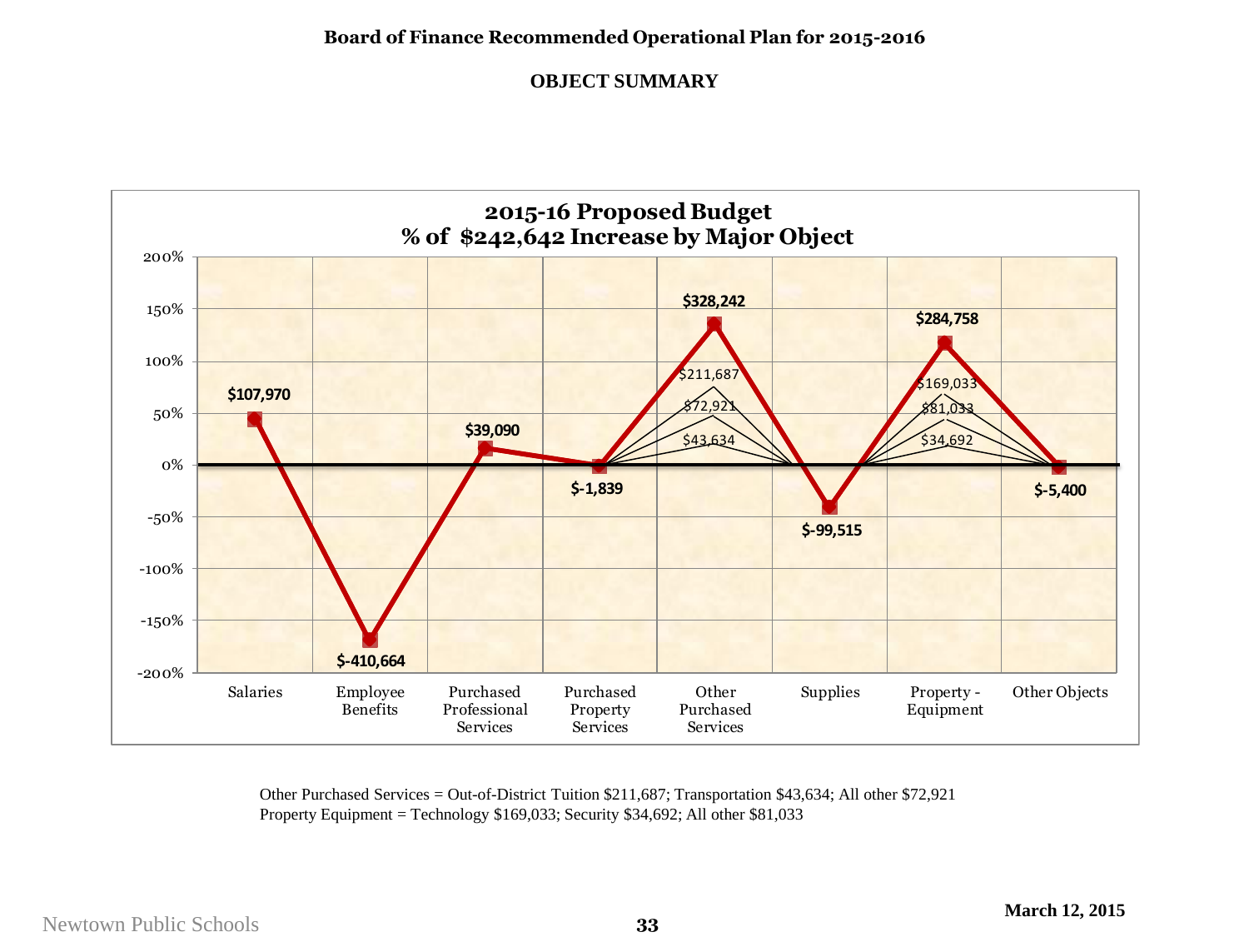**Board of Finance Recommended Operational Plan for 2015-2016**

**OBJECT SUMMARY**

**2015-16 Proposed Budget**
**% of $242,642 Increase by Major Object**

| Major Object | Amount |
|---|---|
| Salaries | $107,970 |
| Employee Benefits | $-410,664 |
| Purchased Professional Services | $39,090 |
| Purchased Property Services | $-1,839 |
| Other Purchased Services | $328,242 |
| Supplies | $-99,515 |
| Property - Equipment | $284,758 |
| Other Objects | $-5,400 |

Other Purchased Services = Out-of-District Tuition $211,687; Transportation $43,634; All other $72,921
Property Equipment = Technology $169,033; Security $34,692; All other $81,033

March 12, 2015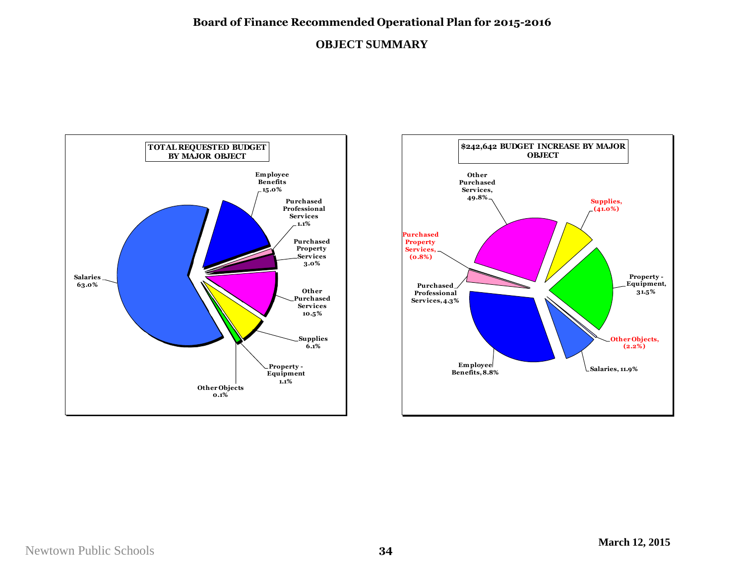## Board of Finance Recommended Operational Plan for 2015-2016

### OBJECT SUMMARY

**TOTAL REQUESTED BUDGET BY MAJOR OBJECT**

| Object | Percent |
|---|---|
| Salaries | 63.0% |
| Employee Benefits | 15.0% |
| Purchased Professional Services | 1.1% |
| Purchased Property Services | 3.0% |
| Other Purchased Services | 10.5% |
| Supplies | 6.1% |
| Property - Equipment | 1.1% |
| Other Objects | 0.1% |

**$242,642 BUDGET INCREASE BY MAJOR OBJECT**

| Object | Percent |
|---|---|
| Other Purchased Services | 49.8% |
| Supplies | (41.0%) |
| Property - Equipment | 31.5% |
| Other Objects | (2.2%) |
| Salaries | 11.9% |
| Employee Benefits | 8.8% |
| Purchased Professional Services | 4.3% |
| Purchased Property Services | (0.8%) |

Newtown Public Schools

March 12, 2015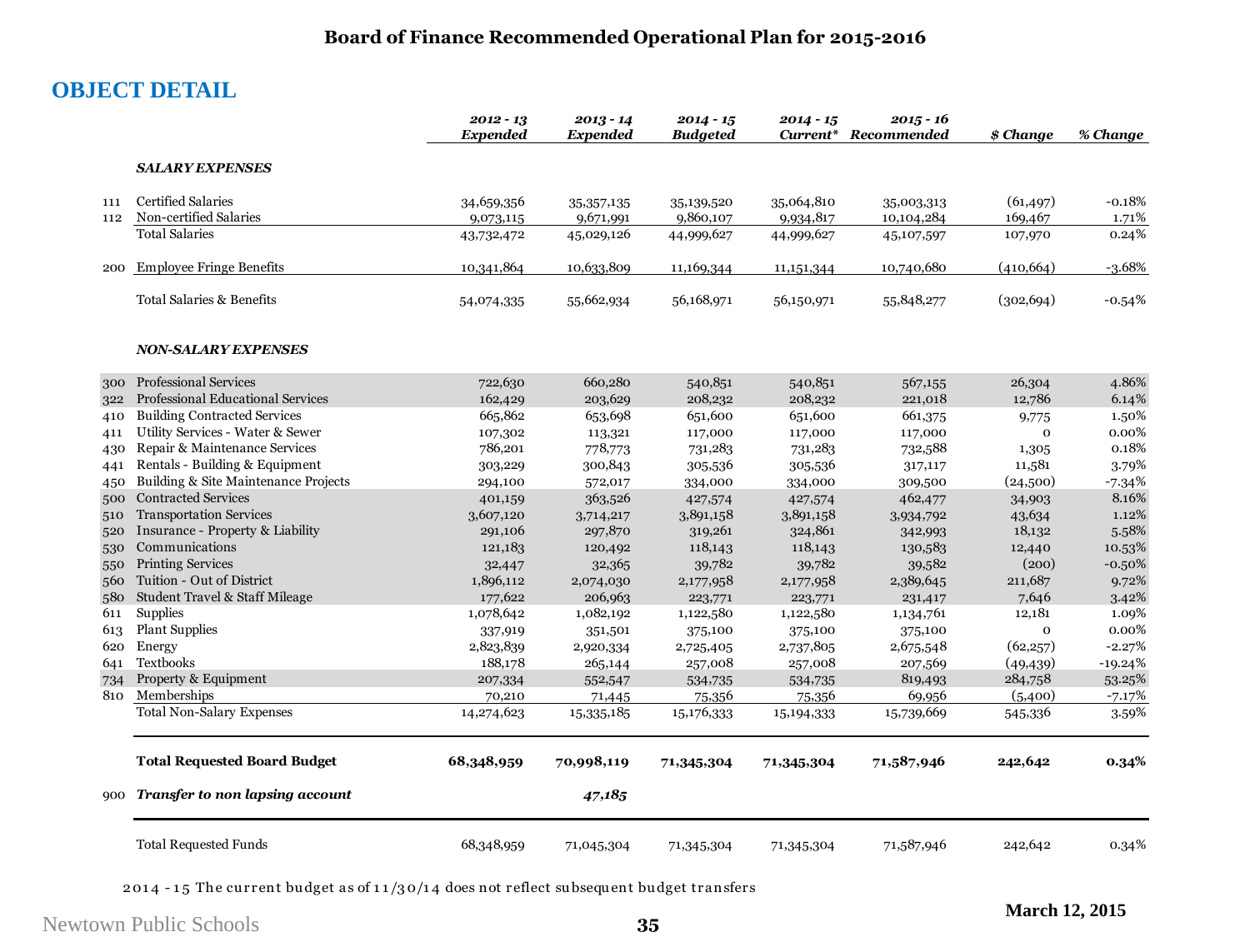# Board of Finance Recommended Operational Plan for 2015-2016

## OBJECT DETAIL

| | | *2012 - 13 Expended* | *2013 - 14 Expended* | *2014 - 15 Budgeted* | *2014 - 15 Current** | *2015 - 16 Recommended* | *$ Change* | *% Change* |
|---|---|---|---|---|---|---|---|---|
| | ***SALARY EXPENSES*** | | | | | | | |
| 111 | Certified Salaries | 34,659,356 | 35,357,135 | 35,139,520 | 35,064,810 | 35,003,313 | (61,497) | -0.18% |
| 112 | Non-certified Salaries | 9,073,115 | 9,671,991 | 9,860,107 | 9,934,817 | 10,104,284 | 169,467 | 1.71% |
| | Total Salaries | 43,732,472 | 45,029,126 | 44,999,627 | 44,999,627 | 45,107,597 | 107,970 | 0.24% |
| 200 | Employee Fringe Benefits | 10,341,864 | 10,633,809 | 11,169,344 | 11,151,344 | 10,740,680 | (410,664) | -3.68% |
| | Total Salaries & Benefits | 54,074,335 | 55,662,934 | 56,168,971 | 56,150,971 | 55,848,277 | (302,694) | -0.54% |
| | ***NON-SALARY EXPENSES*** | | | | | | | |
| 300 | Professional Services | 722,630 | 660,280 | 540,851 | 540,851 | 567,155 | 26,304 | 4.86% |
| 322 | Professional Educational Services | 162,429 | 203,629 | 208,232 | 208,232 | 221,018 | 12,786 | 6.14% |
| 410 | Building Contracted Services | 665,862 | 653,698 | 651,600 | 651,600 | 661,375 | 9,775 | 1.50% |
| 411 | Utility Services - Water & Sewer | 107,302 | 113,321 | 117,000 | 117,000 | 117,000 | 0 | 0.00% |
| 430 | Repair & Maintenance Services | 786,201 | 778,773 | 731,283 | 731,283 | 732,588 | 1,305 | 0.18% |
| 441 | Rentals - Building & Equipment | 303,229 | 300,843 | 305,536 | 305,536 | 317,117 | 11,581 | 3.79% |
| 450 | Building & Site Maintenance Projects | 294,100 | 572,017 | 334,000 | 334,000 | 309,500 | (24,500) | -7.34% |
| 500 | Contracted Services | 401,159 | 363,526 | 427,574 | 427,574 | 462,477 | 34,903 | 8.16% |
| 510 | Transportation Services | 3,607,120 | 3,714,217 | 3,891,158 | 3,891,158 | 3,934,792 | 43,634 | 1.12% |
| 520 | Insurance - Property & Liability | 291,106 | 297,870 | 319,261 | 324,861 | 342,993 | 18,132 | 5.58% |
| 530 | Communications | 121,183 | 120,492 | 118,143 | 118,143 | 130,583 | 12,440 | 10.53% |
| 550 | Printing Services | 32,447 | 32,365 | 39,782 | 39,782 | 39,582 | (200) | -0.50% |
| 560 | Tuition - Out of District | 1,896,112 | 2,074,030 | 2,177,958 | 2,177,958 | 2,389,645 | 211,687 | 9.72% |
| 580 | Student Travel & Staff Mileage | 177,622 | 206,963 | 223,771 | 223,771 | 231,417 | 7,646 | 3.42% |
| 611 | Supplies | 1,078,642 | 1,082,192 | 1,122,580 | 1,122,580 | 1,134,761 | 12,181 | 1.09% |
| 613 | Plant Supplies | 337,919 | 351,501 | 375,100 | 375,100 | 375,100 | 0 | 0.00% |
| 620 | Energy | 2,823,839 | 2,920,334 | 2,725,405 | 2,737,805 | 2,675,548 | (62,257) | -2.27% |
| 641 | Textbooks | 188,178 | 265,144 | 257,008 | 257,008 | 207,569 | (49,439) | -19.24% |
| 734 | Property & Equipment | 207,334 | 552,547 | 534,735 | 534,735 | 819,493 | 284,758 | 53.25% |
| 810 | Memberships | 70,210 | 71,445 | 75,356 | 75,356 | 69,956 | (5,400) | -7.17% |
| | Total Non-Salary Expenses | 14,274,623 | 15,335,185 | 15,176,333 | 15,194,333 | 15,739,669 | 545,336 | 3.59% |
| | **Total Requested Board Budget** | **68,348,959** | **70,998,119** | **71,345,304** | **71,345,304** | **71,587,946** | **242,642** | **0.34%** |
| 900 | ***Transfer to non lapsing account*** | | ***47,185*** | | | | | |
| | Total Requested Funds | 68,348,959 | 71,045,304 | 71,345,304 | 71,345,304 | 71,587,946 | 242,642 | 0.34% |

2014 - 15 The current budget as of 11/30/14 does not reflect subsequent budget transfers

March 12, 2015